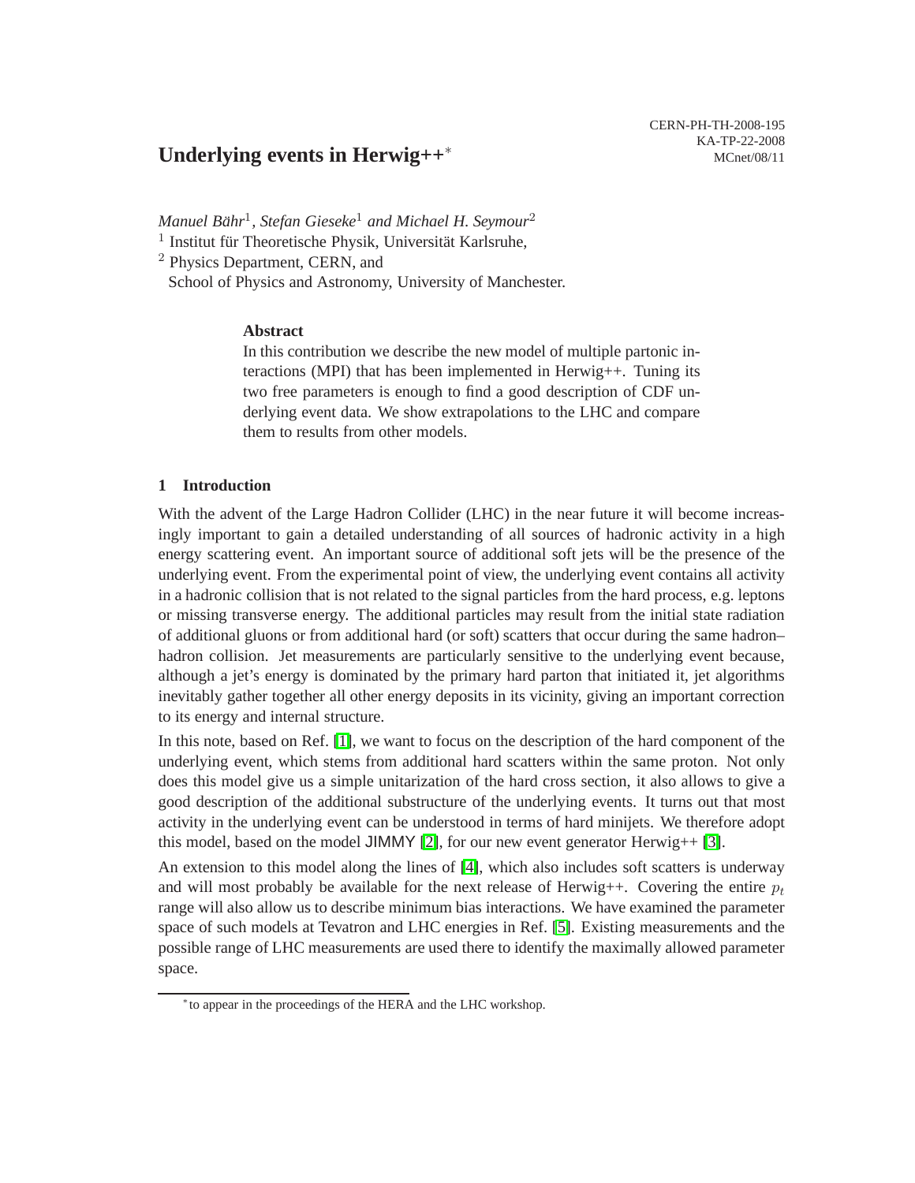CERN-PH-TH-2008-195
KA-TP-22-2008
MCnet/08/11

# Underlying events in Herwig++*

*Manuel Bähr*[1], *Stefan Gieseke*[1] *and Michael H. Seymour*[2]

[1] Institut für Theoretische Physik, Universität Karlsruhe,

[2] Physics Department, CERN, and
School of Physics and Astronomy, University of Manchester.

### Abstract

In this contribution we describe the new model of multiple partonic interactions (MPI) that has been implemented in Herwig++. Tuning its two free parameters is enough to find a good description of CDF underlying event data. We show extrapolations to the LHC and compare them to results from other models.

## 1 Introduction

With the advent of the Large Hadron Collider (LHC) in the near future it will become increasingly important to gain a detailed understanding of all sources of hadronic activity in a high energy scattering event. An important source of additional soft jets will be the presence of the underlying event. From the experimental point of view, the underlying event contains all activity in a hadronic collision that is not related to the signal particles from the hard process, e.g. leptons or missing transverse energy. The additional particles may result from the initial state radiation of additional gluons or from additional hard (or soft) scatters that occur during the same hadron–hadron collision. Jet measurements are particularly sensitive to the underlying event because, although a jet's energy is dominated by the primary hard parton that initiated it, jet algorithms inevitably gather together all other energy deposits in its vicinity, giving an important correction to its energy and internal structure.

In this note, based on Ref. [1], we want to focus on the description of the hard component of the underlying event, which stems from additional hard scatters within the same proton. Not only does this model give us a simple unitarization of the hard cross section, it also allows to give a good description of the additional substructure of the underlying events. It turns out that most activity in the underlying event can be understood in terms of hard minijets. We therefore adopt this model, based on the model JIMMY [2], for our new event generator Herwig++ [3].

An extension to this model along the lines of [4], which also includes soft scatters is underway and will most probably be available for the next release of Herwig++. Covering the entire $p_t$ range will also allow us to describe minimum bias interactions. We have examined the parameter space of such models at Tevatron and LHC energies in Ref. [5]. Existing measurements and the possible range of LHC measurements are used there to identify the maximally allowed parameter space.

*to appear in the proceedings of the HERA and the LHC workshop.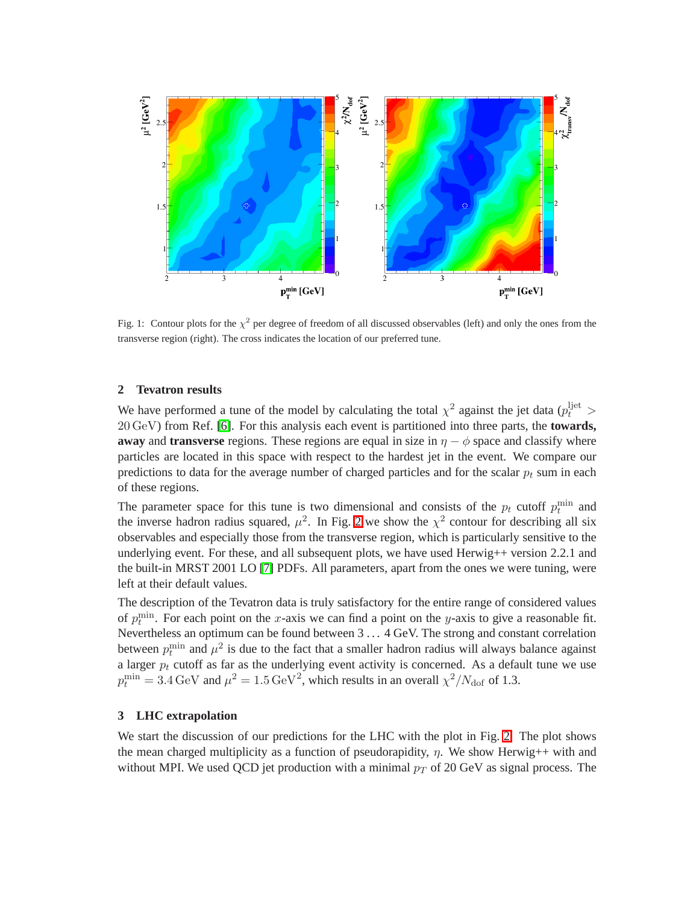Fig. 1: Contour plots for the $\chi^2$ per degree of freedom of all discussed observables (left) and only the ones from the transverse region (right). The cross indicates the location of our preferred tune.

## 2 Tevatron results

We have performed a tune of the model by calculating the total $\chi^2$ against the jet data ($p_t^{\rm ljet} > 20\,{\rm GeV}$) from Ref. [6]. For this analysis each event is partitioned into three parts, the **towards, away** and **transverse** regions. These regions are equal in size in $\eta - \phi$ space and classify where particles are located in this space with respect to the hardest jet in the event. We compare our predictions to data for the average number of charged particles and for the scalar $p_t$ sum in each of these regions.

The parameter space for this tune is two dimensional and consists of the $p_t$ cutoff $p_t^{\rm min}$ and the inverse hadron radius squared, $\mu^2$. In Fig. 2 we show the $\chi^2$ contour for describing all six observables and especially those from the transverse region, which is particularly sensitive to the underlying event. For these, and all subsequent plots, we have used Herwig++ version 2.2.1 and the built-in MRST 2001 LO [7] PDFs. All parameters, apart from the ones we were tuning, were left at their default values.

The description of the Tevatron data is truly satisfactory for the entire range of considered values of $p_t^{\rm min}$. For each point on the $x$-axis we can find a point on the $y$-axis to give a reasonable fit. Nevertheless an optimum can be found between $3 \ldots 4$ GeV. The strong and constant correlation between $p_t^{\rm min}$ and $\mu^2$ is due to the fact that a smaller hadron radius will always balance against a larger $p_t$ cutoff as far as the underlying event activity is concerned. As a default tune we use $p_t^{\rm min} = 3.4\,{\rm GeV}$ and $\mu^2 = 1.5\,{\rm GeV}^2$, which results in an overall $\chi^2/N_{\rm dof}$ of 1.3.

## 3 LHC extrapolation

We start the discussion of our predictions for the LHC with the plot in Fig. 2. The plot shows the mean charged multiplicity as a function of pseudorapidity, $\eta$. We show Herwig++ with and without MPI. We used QCD jet production with a minimal $p_T$ of 20 GeV as signal process. The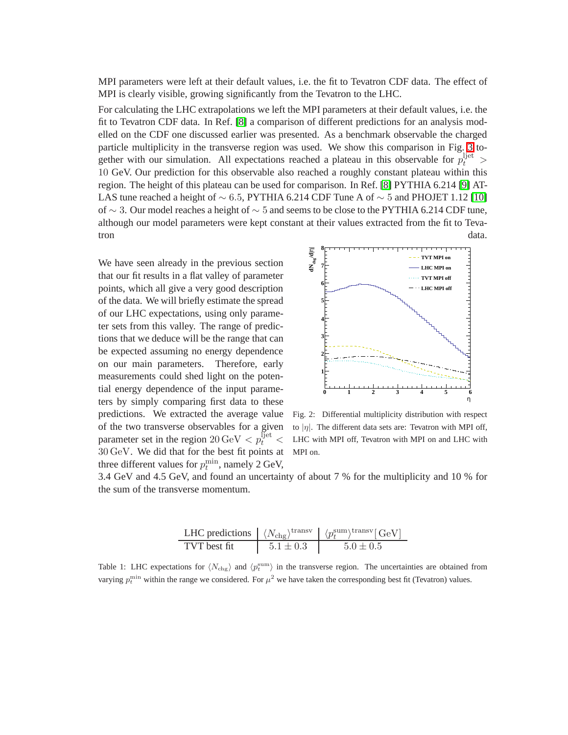MPI parameters were left at their default values, i.e. the fit to Tevatron CDF data. The effect of MPI is clearly visible, growing significantly from the Tevatron to the LHC.

For calculating the LHC extrapolations we left the MPI parameters at their default values, i.e. the fit to Tevatron CDF data. In Ref. [8] a comparison of different predictions for an analysis modelled on the CDF one discussed earlier was presented. As a benchmark observable the charged particle multiplicity in the transverse region was used. We show this comparison in Fig. 3 together with our simulation. All expectations reached a plateau in this observable for $p_t^{\rm ljet} > 10$ GeV. Our prediction for this observable also reached a roughly constant plateau within this region. The height of this plateau can be used for comparison. In Ref. [8] PYTHIA 6.214 [9] ATLAS tune reached a height of $\sim 6.5$, PYTHIA 6.214 CDF Tune A of $\sim 5$ and PHOJET 1.12 [10] of $\sim 3$. Our model reaches a height of $\sim 5$ and seems to be close to the PYTHIA 6.214 CDF tune, although our model parameters were kept constant at their values extracted from the fit to Tevatron data.

We have seen already in the previous section that our fit results in a flat valley of parameter points, which all give a very good description of the data. We will briefly estimate the spread of our LHC expectations, using only parameter sets from this valley. The range of predictions that we deduce will be the range that can be expected assuming no energy dependence on our main parameters. Therefore, early measurements could shed light on the potential energy dependence of the input parameters by simply comparing first data to these predictions. We extracted the average value of the two transverse observables for a given parameter set in the region $20\,{\rm GeV} < p_t^{\rm ljet} < 30\,{\rm GeV}$. We did that for the best fit points at three different values for $p_t^{\rm min}$, namely 2 GeV, 3.4 GeV and 4.5 GeV, and found an uncertainty of about 7 % for the multiplicity and 10 % for the sum of the transverse momentum.

Fig. 2: Differential multiplicity distribution with respect to $|\eta|$. The different data sets are: Tevatron with MPI off, LHC with MPI off, Tevatron with MPI on and LHC with MPI on.

| LHC predictions | $\langle N_{\rm chg}\rangle^{\rm transv}$ | $\langle p_t^{\rm sum}\rangle^{\rm transv}$ [GeV] |
|---|---|---|
| TVT best fit | $5.1 \pm 0.3$ | $5.0 \pm 0.5$ |

Table 1: LHC expectations for $\langle N_{\rm chg}\rangle$ and $\langle p_t^{\rm sum}\rangle$ in the transverse region. The uncertainties are obtained from varying $p_t^{\rm min}$ within the range we considered. For $\mu^2$ we have taken the corresponding best fit (Tevatron) values.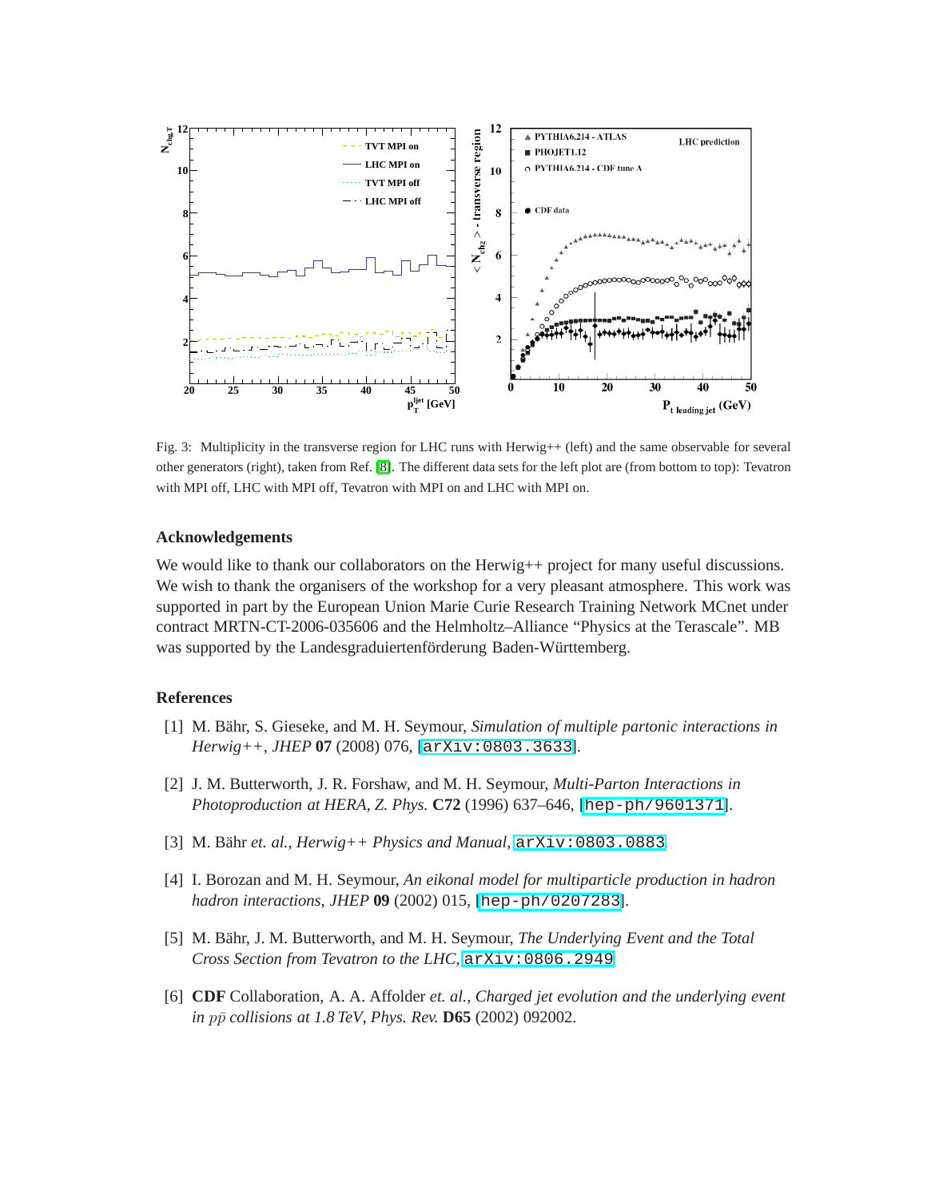Fig. 3: Multiplicity in the transverse region for LHC runs with Herwig++ (left) and the same observable for several other generators (right), taken from Ref. [8]. The different data sets for the left plot are (from bottom to top): Tevatron with MPI off, LHC with MPI off, Tevatron with MPI on and LHC with MPI on.

### Acknowledgements

We would like to thank our collaborators on the Herwig++ project for many useful discussions. We wish to thank the organisers of the workshop for a very pleasant atmosphere. This work was supported in part by the European Union Marie Curie Research Training Network MCnet under contract MRTN-CT-2006-035606 and the Helmholtz–Alliance "Physics at the Terascale". MB was supported by the Landesgraduiertenförderung Baden-Württemberg.

### References

[1] M. Bähr, S. Gieseke, and M. H. Seymour, *Simulation of multiple partonic interactions in Herwig++*, *JHEP* **07** (2008) 076, [arXiv:0803.3633].

[2] J. M. Butterworth, J. R. Forshaw, and M. H. Seymour, *Multi-Parton Interactions in Photoproduction at HERA*, *Z. Phys.* **C72** (1996) 637–646, [hep-ph/9601371].

[3] M. Bähr *et. al.*, *Herwig++ Physics and Manual*, arXiv:0803.0883.

[4] I. Borozan and M. H. Seymour, *An eikonal model for multiparticle production in hadron hadron interactions*, *JHEP* **09** (2002) 015, [hep-ph/0207283].

[5] M. Bähr, J. M. Butterworth, and M. H. Seymour, *The Underlying Event and the Total Cross Section from Tevatron to the LHC*, arXiv:0806.2949.

[6] **CDF** Collaboration, A. A. Affolder *et. al.*, *Charged jet evolution and the underlying event in $p\bar{p}$ collisions at 1.8 TeV*, *Phys. Rev.* **D65** (2002) 092002.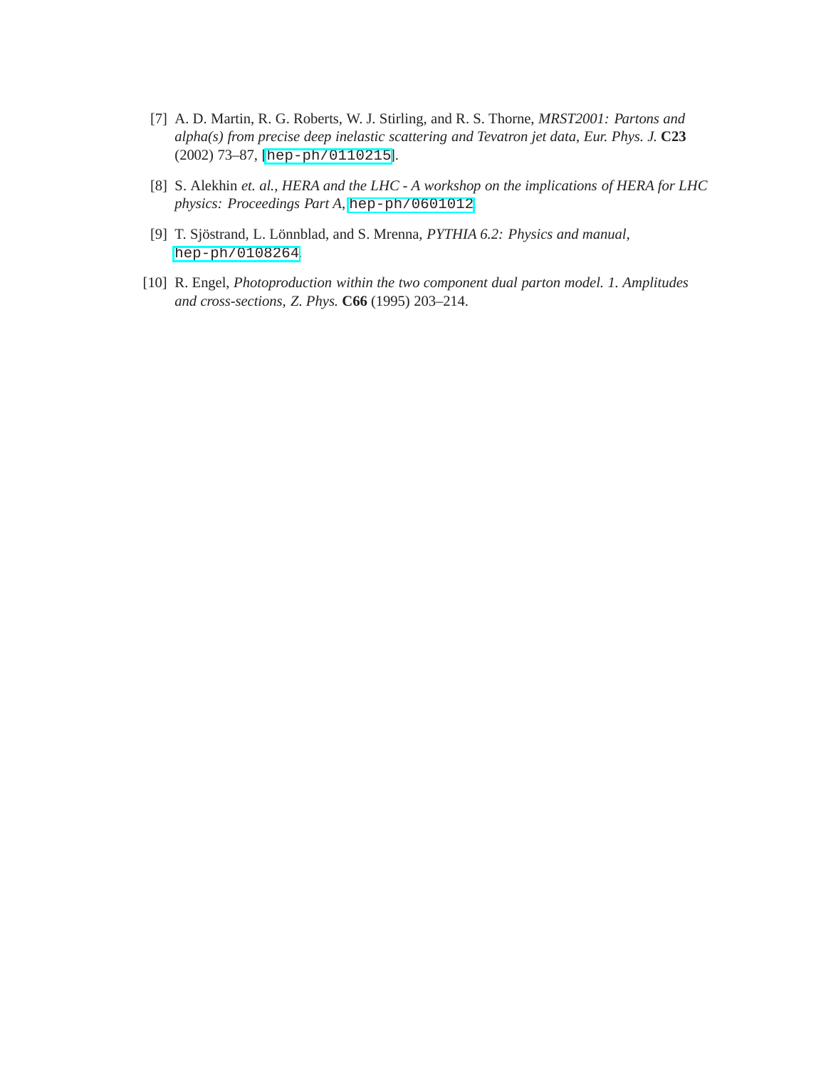[7] A. D. Martin, R. G. Roberts, W. J. Stirling, and R. S. Thorne, *MRST2001: Partons and alpha(s) from precise deep inelastic scattering and Tevatron jet data*, *Eur. Phys. J.* **C23** (2002) 73–87, [hep-ph/0110215].

[8] S. Alekhin *et. al.*, *HERA and the LHC - A workshop on the implications of HERA for LHC physics: Proceedings Part A*, hep-ph/0601012.

[9] T. Sjöstrand, L. Lönnblad, and S. Mrenna, *PYTHIA 6.2: Physics and manual*, hep-ph/0108264.

[10] R. Engel, *Photoproduction within the two component dual parton model. 1. Amplitudes and cross-sections*, *Z. Phys.* **C66** (1995) 203–214.